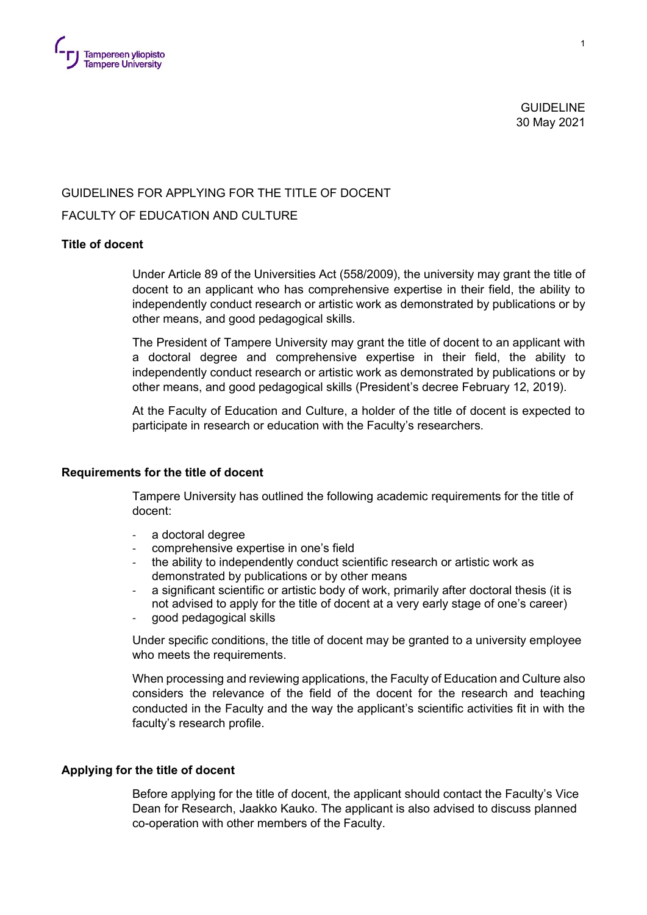GUIDELINE
30 May 2021

# GUIDELINES FOR APPLYING FOR THE TITLE OF DOCENT

# FACULTY OF EDUCATION AND CULTURE

## Title of docent

Under Article 89 of the Universities Act (558/2009), the university may grant the title of docent to an applicant who has comprehensive expertise in their field, the ability to independently conduct research or artistic work as demonstrated by publications or by other means, and good pedagogical skills.

The President of Tampere University may grant the title of docent to an applicant with a doctoral degree and comprehensive expertise in their field, the ability to independently conduct research or artistic work as demonstrated by publications or by other means, and good pedagogical skills (President's decree February 12, 2019).

At the Faculty of Education and Culture, a holder of the title of docent is expected to participate in research or education with the Faculty's researchers.

## Requirements for the title of docent

Tampere University has outlined the following academic requirements for the title of docent:

- a doctoral degree
- comprehensive expertise in one's field
- the ability to independently conduct scientific research or artistic work as demonstrated by publications or by other means
- a significant scientific or artistic body of work, primarily after doctoral thesis (it is not advised to apply for the title of docent at a very early stage of one's career)
- good pedagogical skills

Under specific conditions, the title of docent may be granted to a university employee who meets the requirements.

When processing and reviewing applications, the Faculty of Education and Culture also considers the relevance of the field of the docent for the research and teaching conducted in the Faculty and the way the applicant's scientific activities fit in with the faculty's research profile.

## Applying for the title of docent

Before applying for the title of docent, the applicant should contact the Faculty's Vice Dean for Research, Jaakko Kauko. The applicant is also advised to discuss planned co-operation with other members of the Faculty.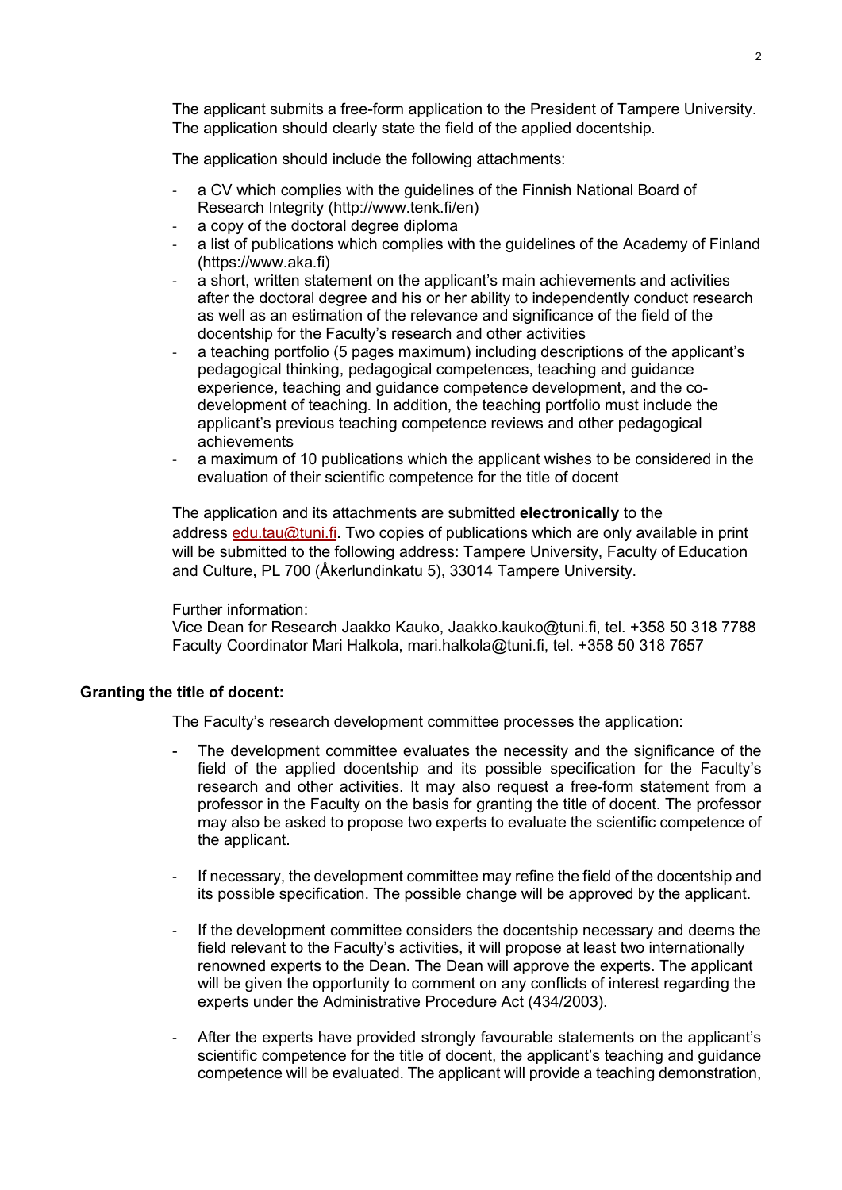The applicant submits a free-form application to the President of Tampere University. The application should clearly state the field of the applied docentship.

The application should include the following attachments:

- a CV which complies with the guidelines of the Finnish National Board of Research Integrity (http://www.tenk.fi/en)
- a copy of the doctoral degree diploma
- a list of publications which complies with the guidelines of the Academy of Finland (https://www.aka.fi)
- a short, written statement on the applicant's main achievements and activities after the doctoral degree and his or her ability to independently conduct research as well as an estimation of the relevance and significance of the field of the docentship for the Faculty's research and other activities
- a teaching portfolio (5 pages maximum) including descriptions of the applicant's pedagogical thinking, pedagogical competences, teaching and guidance experience, teaching and guidance competence development, and the co-development of teaching. In addition, the teaching portfolio must include the applicant's previous teaching competence reviews and other pedagogical achievements
- a maximum of 10 publications which the applicant wishes to be considered in the evaluation of their scientific competence for the title of docent

The application and its attachments are submitted **electronically** to the address edu.tau@tuni.fi. Two copies of publications which are only available in print will be submitted to the following address: Tampere University, Faculty of Education and Culture, PL 700 (Åkerlundinkatu 5), 33014 Tampere University.

Further information:
Vice Dean for Research Jaakko Kauko, Jaakko.kauko@tuni.fi, tel. +358 50 318 7788
Faculty Coordinator Mari Halkola, mari.halkola@tuni.fi, tel. +358 50 318 7657

**Granting the title of docent:**

The Faculty's research development committee processes the application:

- The development committee evaluates the necessity and the significance of the field of the applied docentship and its possible specification for the Faculty's research and other activities. It may also request a free-form statement from a professor in the Faculty on the basis for granting the title of docent. The professor may also be asked to propose two experts to evaluate the scientific competence of the applicant.

- If necessary, the development committee may refine the field of the docentship and its possible specification. The possible change will be approved by the applicant.

- If the development committee considers the docentship necessary and deems the field relevant to the Faculty's activities, it will propose at least two internationally renowned experts to the Dean. The Dean will approve the experts. The applicant will be given the opportunity to comment on any conflicts of interest regarding the experts under the Administrative Procedure Act (434/2003).

- After the experts have provided strongly favourable statements on the applicant's scientific competence for the title of docent, the applicant's teaching and guidance competence will be evaluated. The applicant will provide a teaching demonstration,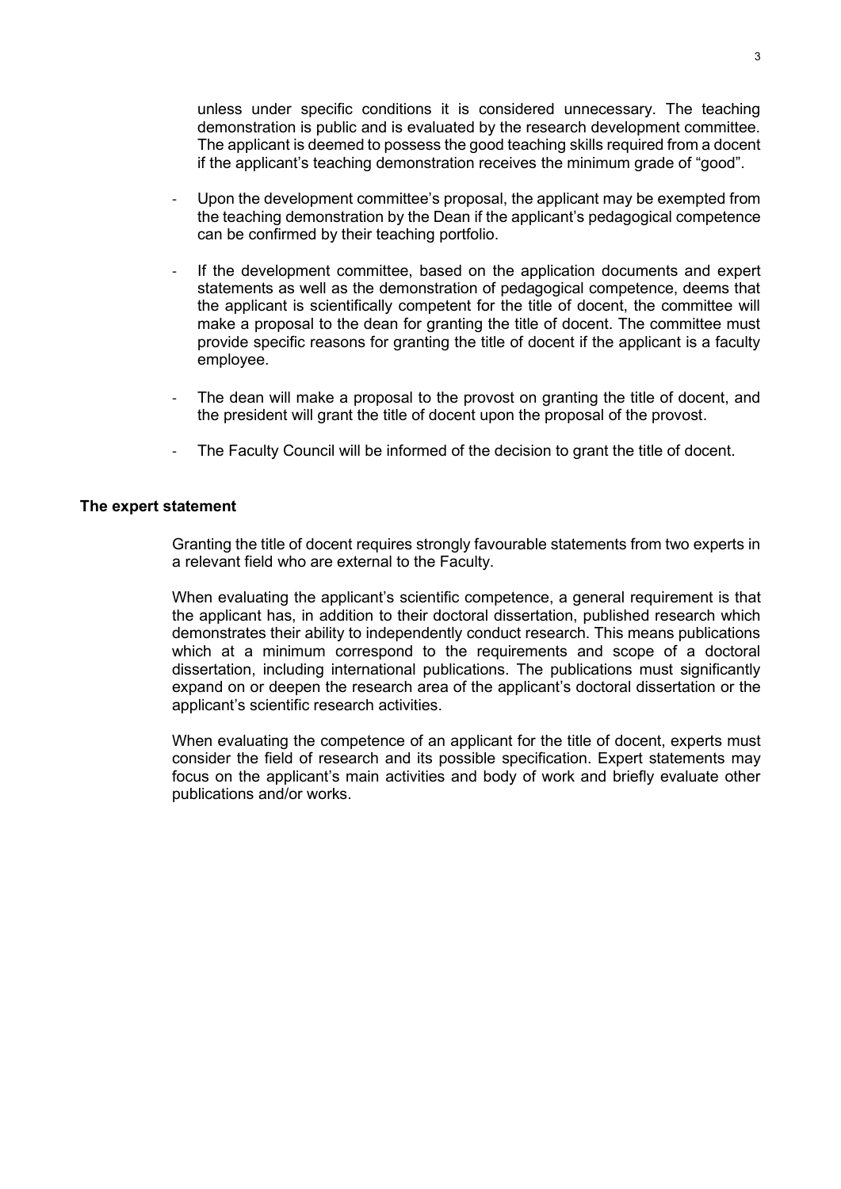unless under specific conditions it is considered unnecessary. The teaching demonstration is public and is evaluated by the research development committee. The applicant is deemed to possess the good teaching skills required from a docent if the applicant's teaching demonstration receives the minimum grade of "good".

- Upon the development committee's proposal, the applicant may be exempted from the teaching demonstration by the Dean if the applicant's pedagogical competence can be confirmed by their teaching portfolio.

- If the development committee, based on the application documents and expert statements as well as the demonstration of pedagogical competence, deems that the applicant is scientifically competent for the title of docent, the committee will make a proposal to the dean for granting the title of docent. The committee must provide specific reasons for granting the title of docent if the applicant is a faculty employee.

- The dean will make a proposal to the provost on granting the title of docent, and the president will grant the title of docent upon the proposal of the provost.

- The Faculty Council will be informed of the decision to grant the title of docent.

**The expert statement**

Granting the title of docent requires strongly favourable statements from two experts in a relevant field who are external to the Faculty.

When evaluating the applicant's scientific competence, a general requirement is that the applicant has, in addition to their doctoral dissertation, published research which demonstrates their ability to independently conduct research. This means publications which at a minimum correspond to the requirements and scope of a doctoral dissertation, including international publications. The publications must significantly expand on or deepen the research area of the applicant's doctoral dissertation or the applicant's scientific research activities.

When evaluating the competence of an applicant for the title of docent, experts must consider the field of research and its possible specification. Expert statements may focus on the applicant's main activities and body of work and briefly evaluate other publications and/or works.